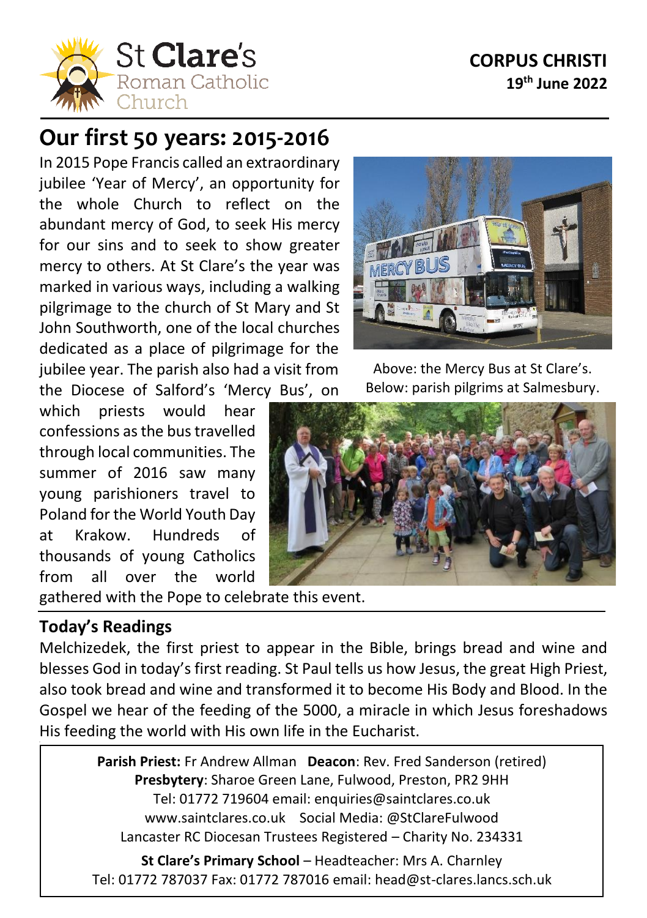St **Clare's** Roman Catholic Church

**CORPUS CHRISTI**
**19th June 2022**

# Our first 50 years: 2015-2016

In 2015 Pope Francis called an extraordinary jubilee 'Year of Mercy', an opportunity for the whole Church to reflect on the abundant mercy of God, to seek His mercy for our sins and to seek to show greater mercy to others. At St Clare's the year was marked in various ways, including a walking pilgrimage to the church of St Mary and St John Southworth, one of the local churches dedicated as a place of pilgrimage for the jubilee year. The parish also had a visit from the Diocese of Salford's 'Mercy Bus', on which priests would hear confessions as the bus travelled through local communities. The summer of 2016 saw many young parishioners travel to Poland for the World Youth Day at Krakow. Hundreds of thousands of young Catholics from all over the world gathered with the Pope to celebrate this event.

Above: the Mercy Bus at St Clare's.
Below: parish pilgrims at Salmesbury.

## Today's Readings

Melchizedek, the first priest to appear in the Bible, brings bread and wine and blesses God in today's first reading. St Paul tells us how Jesus, the great High Priest, also took bread and wine and transformed it to become His Body and Blood. In the Gospel we hear of the feeding of the 5000, a miracle in which Jesus foreshadows His feeding the world with His own life in the Eucharist.

**Parish Priest:** Fr Andrew Allman **Deacon**: Rev. Fred Sanderson (retired)
**Presbytery**: Sharoe Green Lane, Fulwood, Preston, PR2 9HH
Tel: 01772 719604 email: enquiries@saintclares.co.uk
www.saintclares.co.uk Social Media: @StClareFulwood
Lancaster RC Diocesan Trustees Registered – Charity No. 234331

**St Clare's Primary School** – Headteacher: Mrs A. Charnley
Tel: 01772 787037 Fax: 01772 787016 email: head@st-clares.lancs.sch.uk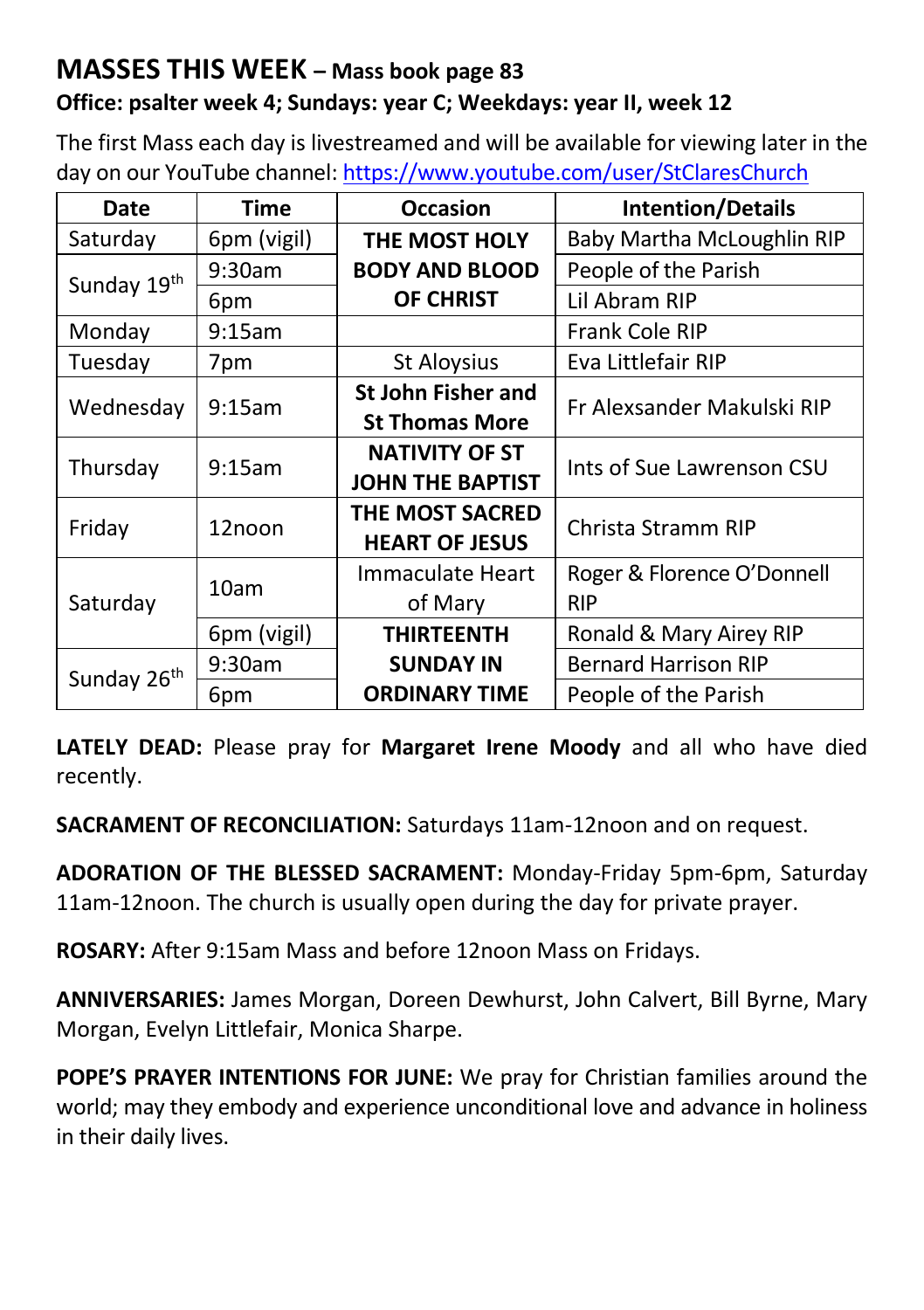## MASSES THIS WEEK – Mass book page 83

**Office: psalter week 4; Sundays: year C; Weekdays: year II, week 12**

The first Mass each day is livestreamed and will be available for viewing later in the day on our YouTube channel: https://www.youtube.com/user/StClaresChurch

| Date | Time | Occasion | Intention/Details |
|---|---|---|---|
| Saturday | 6pm (vigil) | **THE MOST HOLY BODY AND BLOOD OF CHRIST** | Baby Martha McLoughlin RIP |
| Sunday 19th | 9:30am | | People of the Parish |
| | 6pm | | Lil Abram RIP |
| Monday | 9:15am | | Frank Cole RIP |
| Tuesday | 7pm | St Aloysius | Eva Littlefair RIP |
| Wednesday | 9:15am | **St John Fisher and St Thomas More** | Fr Alexsander Makulski RIP |
| Thursday | 9:15am | **NATIVITY OF ST JOHN THE BAPTIST** | Ints of Sue Lawrenson CSU |
| Friday | 12noon | **THE MOST SACRED HEART OF JESUS** | Christa Stramm RIP |
| Saturday | 10am | Immaculate Heart of Mary | Roger & Florence O'Donnell RIP |
| | 6pm (vigil) | **THIRTEENTH SUNDAY IN ORDINARY TIME** | Ronald & Mary Airey RIP |
| Sunday 26th | 9:30am | | Bernard Harrison RIP |
| | 6pm | | People of the Parish |

**LATELY DEAD:** Please pray for **Margaret Irene Moody** and all who have died recently.

**SACRAMENT OF RECONCILIATION:** Saturdays 11am-12noon and on request.

**ADORATION OF THE BLESSED SACRAMENT:** Monday-Friday 5pm-6pm, Saturday 11am-12noon. The church is usually open during the day for private prayer.

**ROSARY:** After 9:15am Mass and before 12noon Mass on Fridays.

**ANNIVERSARIES:** James Morgan, Doreen Dewhurst, John Calvert, Bill Byrne, Mary Morgan, Evelyn Littlefair, Monica Sharpe.

**POPE'S PRAYER INTENTIONS FOR JUNE:** We pray for Christian families around the world; may they embody and experience unconditional love and advance in holiness in their daily lives.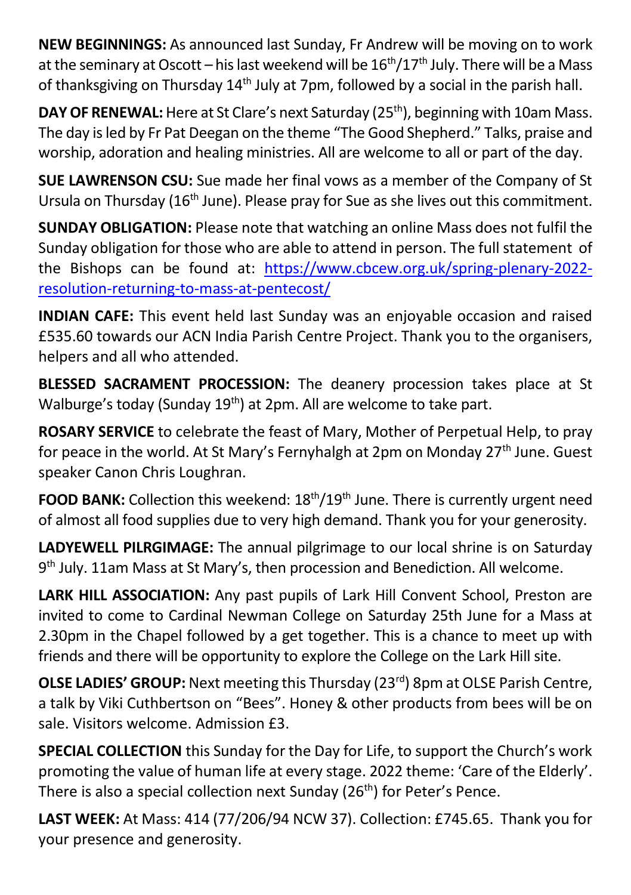**NEW BEGINNINGS:** As announced last Sunday, Fr Andrew will be moving on to work at the seminary at Oscott – his last weekend will be 16th/17th July. There will be a Mass of thanksgiving on Thursday 14th July at 7pm, followed by a social in the parish hall.

**DAY OF RENEWAL:** Here at St Clare's next Saturday (25th), beginning with 10am Mass. The day is led by Fr Pat Deegan on the theme "The Good Shepherd." Talks, praise and worship, adoration and healing ministries. All are welcome to all or part of the day.

**SUE LAWRENSON CSU:** Sue made her final vows as a member of the Company of St Ursula on Thursday (16th June). Please pray for Sue as she lives out this commitment.

**SUNDAY OBLIGATION:** Please note that watching an online Mass does not fulfil the Sunday obligation for those who are able to attend in person. The full statement of the Bishops can be found at: https://www.cbcew.org.uk/spring-plenary-2022-resolution-returning-to-mass-at-pentecost/

**INDIAN CAFE:** This event held last Sunday was an enjoyable occasion and raised £535.60 towards our ACN India Parish Centre Project. Thank you to the organisers, helpers and all who attended.

**BLESSED SACRAMENT PROCESSION:** The deanery procession takes place at St Walburge's today (Sunday 19th) at 2pm. All are welcome to take part.

**ROSARY SERVICE** to celebrate the feast of Mary, Mother of Perpetual Help, to pray for peace in the world. At St Mary's Fernyhalgh at 2pm on Monday 27th June. Guest speaker Canon Chris Loughran.

**FOOD BANK:** Collection this weekend: 18th/19th June. There is currently urgent need of almost all food supplies due to very high demand. Thank you for your generosity.

**LADYEWELL PILRGIMAGE:** The annual pilgrimage to our local shrine is on Saturday 9th July. 11am Mass at St Mary's, then procession and Benediction. All welcome.

**LARK HILL ASSOCIATION:** Any past pupils of Lark Hill Convent School, Preston are invited to come to Cardinal Newman College on Saturday 25th June for a Mass at 2.30pm in the Chapel followed by a get together. This is a chance to meet up with friends and there will be opportunity to explore the College on the Lark Hill site.

**OLSE LADIES' GROUP:** Next meeting this Thursday (23rd) 8pm at OLSE Parish Centre, a talk by Viki Cuthbertson on "Bees". Honey & other products from bees will be on sale. Visitors welcome. Admission £3.

**SPECIAL COLLECTION** this Sunday for the Day for Life, to support the Church's work promoting the value of human life at every stage. 2022 theme: 'Care of the Elderly'. There is also a special collection next Sunday (26th) for Peter's Pence.

**LAST WEEK:** At Mass: 414 (77/206/94 NCW 37). Collection: £745.65. Thank you for your presence and generosity.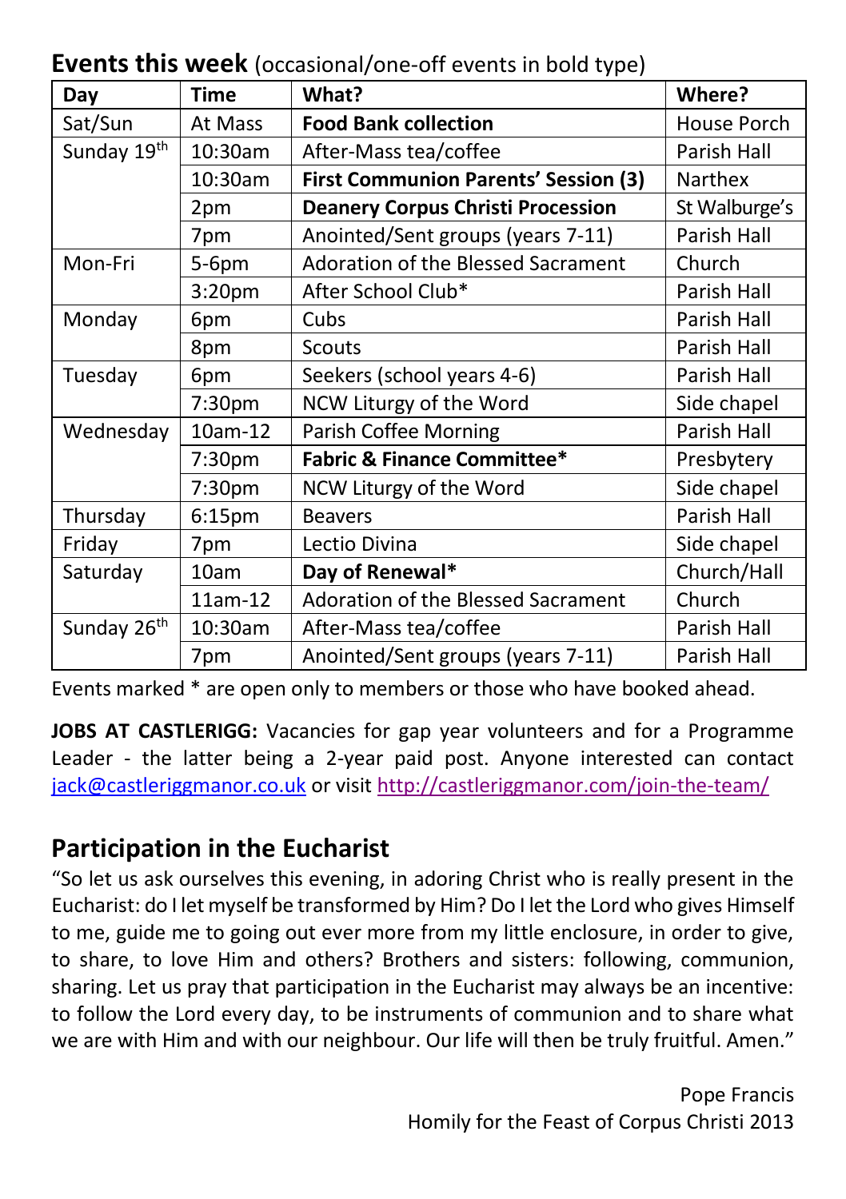## Events this week (occasional/one-off events in bold type)

| Day | Time | What? | Where? |
|---|---|---|---|
| Sat/Sun | At Mass | **Food Bank collection** | House Porch |
| Sunday 19th | 10:30am | After-Mass tea/coffee | Parish Hall |
| | 10:30am | **First Communion Parents' Session (3)** | Narthex |
| | 2pm | **Deanery Corpus Christi Procession** | St Walburge's |
| | 7pm | Anointed/Sent groups (years 7-11) | Parish Hall |
| Mon-Fri | 5-6pm | Adoration of the Blessed Sacrament | Church |
| | 3:20pm | After School Club* | Parish Hall |
| Monday | 6pm | Cubs | Parish Hall |
| | 8pm | Scouts | Parish Hall |
| Tuesday | 6pm | Seekers (school years 4-6) | Parish Hall |
| | 7:30pm | NCW Liturgy of the Word | Side chapel |
| Wednesday | 10am-12 | Parish Coffee Morning | Parish Hall |
| | 7:30pm | **Fabric & Finance Committee*** | Presbytery |
| | 7:30pm | NCW Liturgy of the Word | Side chapel |
| Thursday | 6:15pm | Beavers | Parish Hall |
| Friday | 7pm | Lectio Divina | Side chapel |
| Saturday | 10am | **Day of Renewal*** | Church/Hall |
| | 11am-12 | Adoration of the Blessed Sacrament | Church |
| Sunday 26th | 10:30am | After-Mass tea/coffee | Parish Hall |
| | 7pm | Anointed/Sent groups (years 7-11) | Parish Hall |

Events marked * are open only to members or those who have booked ahead.

**JOBS AT CASTLERIGG:** Vacancies for gap year volunteers and for a Programme Leader - the latter being a 2-year paid post. Anyone interested can contact jack@castleriggmanor.co.uk or visit http://castleriggmanor.com/join-the-team/

## Participation in the Eucharist

"So let us ask ourselves this evening, in adoring Christ who is really present in the Eucharist: do I let myself be transformed by Him? Do I let the Lord who gives Himself to me, guide me to going out ever more from my little enclosure, in order to give, to share, to love Him and others? Brothers and sisters: following, communion, sharing. Let us pray that participation in the Eucharist may always be an incentive: to follow the Lord every day, to be instruments of communion and to share what we are with Him and with our neighbour. Our life will then be truly fruitful. Amen."

Pope Francis
Homily for the Feast of Corpus Christi 2013